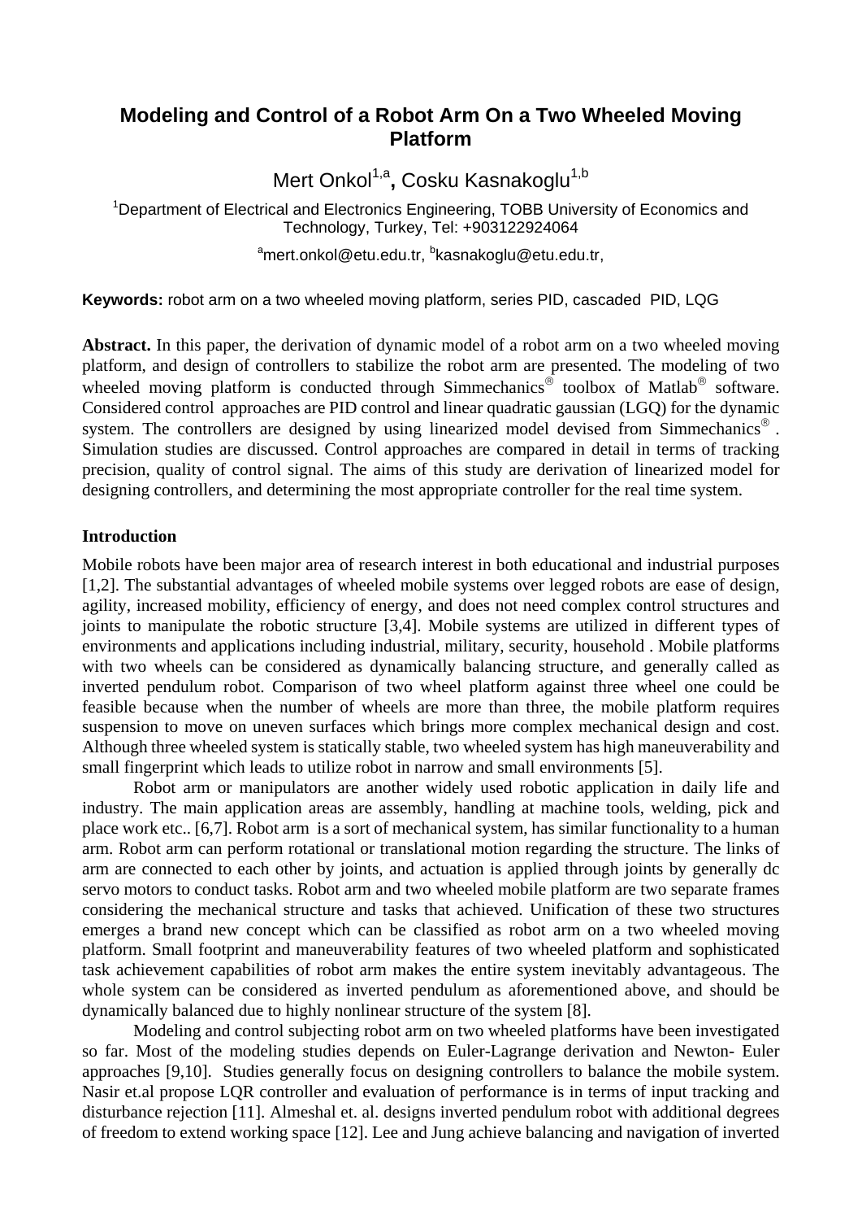# Modeling and Control of a Robot Arm On a Two Wheeled Moving Platform

Mert Onkol[1,a], Cosku Kasnakoglu[1,b]

[1]Department of Electrical and Electronics Engineering, TOBB University of Economics and Technology, Turkey, Tel: +903122924064

[a]mert.onkol@etu.edu.tr, [b]kasnakoglu@etu.edu.tr,

**Keywords:** robot arm on a two wheeled moving platform, series PID, cascaded PID, LQG

**Abstract.** In this paper, the derivation of dynamic model of a robot arm on a two wheeled moving platform, and design of controllers to stabilize the robot arm are presented. The modeling of two wheeled moving platform is conducted through Simmechanics® toolbox of Matlab® software. Considered control approaches are PID control and linear quadratic gaussian (LGQ) for the dynamic system. The controllers are designed by using linearized model devised from Simmechanics®. Simulation studies are discussed. Control approaches are compared in detail in terms of tracking precision, quality of control signal. The aims of this study are derivation of linearized model for designing controllers, and determining the most appropriate controller for the real time system.

## Introduction

Mobile robots have been major area of research interest in both educational and industrial purposes [1,2]. The substantial advantages of wheeled mobile systems over legged robots are ease of design, agility, increased mobility, efficiency of energy, and does not need complex control structures and joints to manipulate the robotic structure [3,4]. Mobile systems are utilized in different types of environments and applications including industrial, military, security, household . Mobile platforms with two wheels can be considered as dynamically balancing structure, and generally called as inverted pendulum robot. Comparison of two wheel platform against three wheel one could be feasible because when the number of wheels are more than three, the mobile platform requires suspension to move on uneven surfaces which brings more complex mechanical design and cost. Although three wheeled system is statically stable, two wheeled system has high maneuverability and small fingerprint which leads to utilize robot in narrow and small environments [5].

Robot arm or manipulators are another widely used robotic application in daily life and industry. The main application areas are assembly, handling at machine tools, welding, pick and place work etc.. [6,7]. Robot arm is a sort of mechanical system, has similar functionality to a human arm. Robot arm can perform rotational or translational motion regarding the structure. The links of arm are connected to each other by joints, and actuation is applied through joints by generally dc servo motors to conduct tasks. Robot arm and two wheeled mobile platform are two separate frames considering the mechanical structure and tasks that achieved. Unification of these two structures emerges a brand new concept which can be classified as robot arm on a two wheeled moving platform. Small footprint and maneuverability features of two wheeled platform and sophisticated task achievement capabilities of robot arm makes the entire system inevitably advantageous. The whole system can be considered as inverted pendulum as aforementioned above, and should be dynamically balanced due to highly nonlinear structure of the system [8].

Modeling and control subjecting robot arm on two wheeled platforms have been investigated so far. Most of the modeling studies depends on Euler-Lagrange derivation and Newton- Euler approaches [9,10]. Studies generally focus on designing controllers to balance the mobile system. Nasir et.al propose LQR controller and evaluation of performance is in terms of input tracking and disturbance rejection [11]. Almeshal et. al. designs inverted pendulum robot with additional degrees of freedom to extend working space [12]. Lee and Jung achieve balancing and navigation of inverted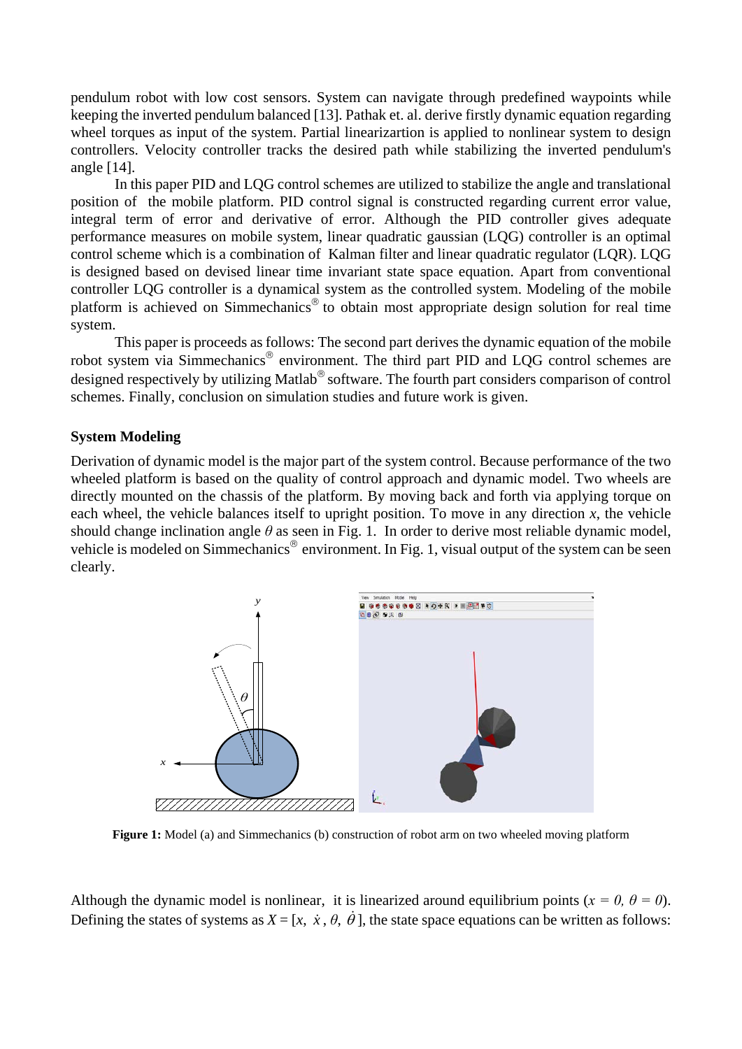pendulum robot with low cost sensors. System can navigate through predefined waypoints while keeping the inverted pendulum balanced [13]. Pathak et. al. derive firstly dynamic equation regarding wheel torques as input of the system. Partial linearizartion is applied to nonlinear system to design controllers. Velocity controller tracks the desired path while stabilizing the inverted pendulum's angle [14].

In this paper PID and LQG control schemes are utilized to stabilize the angle and translational position of the mobile platform. PID control signal is constructed regarding current error value, integral term of error and derivative of error. Although the PID controller gives adequate performance measures on mobile system, linear quadratic gaussian (LQG) controller is an optimal control scheme which is a combination of Kalman filter and linear quadratic regulator (LQR). LQG is designed based on devised linear time invariant state space equation. Apart from conventional controller LQG controller is a dynamical system as the controlled system. Modeling of the mobile platform is achieved on Simmechanics® to obtain most appropriate design solution for real time system.

This paper is proceeds as follows: The second part derives the dynamic equation of the mobile robot system via Simmechanics® environment. The third part PID and LQG control schemes are designed respectively by utilizing Matlab® software. The fourth part considers comparison of control schemes. Finally, conclusion on simulation studies and future work is given.

## System Modeling

Derivation of dynamic model is the major part of the system control. Because performance of the two wheeled platform is based on the quality of control approach and dynamic model. Two wheels are directly mounted on the chassis of the platform. By moving back and forth via applying torque on each wheel, the vehicle balances itself to upright position. To move in any direction $x$, the vehicle should change inclination angle $\theta$ as seen in Fig. 1. In order to derive most reliable dynamic model, vehicle is modeled on Simmechanics® environment. In Fig. 1, visual output of the system can be seen clearly.

**Figure 1:** Model (a) and Simmechanics (b) construction of robot arm on two wheeled moving platform

Although the dynamic model is nonlinear, it is linearized around equilibrium points ($x = 0$, $\theta = 0$). Defining the states of systems as $X = [x,\ \dot{x},\ \theta,\ \dot{\theta}]$, the state space equations can be written as follows: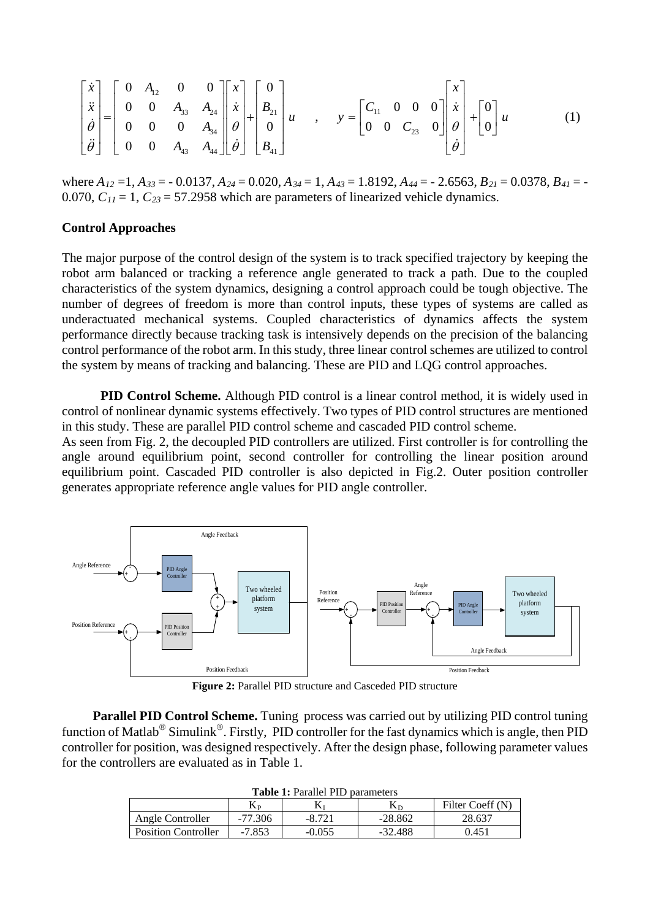$$
\begin{bmatrix} \dot{x} \\ \ddot{x} \\ \dot{\theta} \\ \ddot{\theta} \end{bmatrix} = \begin{bmatrix} 0 & A_{12} & 0 & 0 \\ 0 & 0 & A_{33} & A_{24} \\ 0 & 0 & 0 & A_{34} \\ 0 & 0 & A_{43} & A_{44} \end{bmatrix} \begin{bmatrix} x \\ \dot{x} \\ \theta \\ \dot{\theta} \end{bmatrix} + \begin{bmatrix} 0 \\ B_{21} \\ 0 \\ B_{41} \end{bmatrix} u \quad , \quad y = \begin{bmatrix} C_{11} & 0 & 0 & 0 \\ 0 & 0 & C_{23} & 0 \end{bmatrix} \begin{bmatrix} x \\ \dot{x} \\ \theta \\ \dot{\theta} \end{bmatrix} + \begin{bmatrix} 0 \\ 0 \end{bmatrix} u \tag{1}
$$

where $A_{12}$ =1, $A_{33}$ = - 0.0137, $A_{24}$ = 0.020, $A_{34}$ = 1, $A_{43}$ = 1.8192, $A_{44}$ = - 2.6563, $B_{21}$ = 0.0378, $B_{41}$ = -0.070, $C_{11}$ = 1, $C_{23}$ = 57.2958 which are parameters of linearized vehicle dynamics.

**Control Approaches**

The major purpose of the control design of the system is to track specified trajectory by keeping the robot arm balanced or tracking a reference angle generated to track a path. Due to the coupled characteristics of the system dynamics, designing a control approach could be tough objective. The number of degrees of freedom is more than control inputs, these types of systems are called as underactuated mechanical systems. Coupled characteristics of dynamics affects the system performance directly because tracking task is intensively depends on the precision of the balancing control performance of the robot arm. In this study, three linear control schemes are utilized to control the system by means of tracking and balancing. These are PID and LQG control approaches.

**PID Control Scheme.** Although PID control is a linear control method, it is widely used in control of nonlinear dynamic systems effectively. Two types of PID control structures are mentioned in this study. These are parallel PID control scheme and cascaded PID control scheme.
As seen from Fig. 2, the decoupled PID controllers are utilized. First controller is for controlling the angle around equilibrium point, second controller for controlling the linear position around equilibrium point. Cascaded PID controller is also depicted in Fig.2. Outer position controller generates appropriate reference angle values for PID angle controller.

**Figure 2:** Parallel PID structure and Casceded PID structure

**Parallel PID Control Scheme.** Tuning process was carried out by utilizing PID control tuning function of Matlab® Simulink®. Firstly, PID controller for the fast dynamics which is angle, then PID controller for position, was designed respectively. After the design phase, following parameter values for the controllers are evaluated as in Table 1.

**Table 1:** Parallel PID parameters

| | $K_P$ | $K_I$ | $K_D$ | Filter Coeff (N) |
|---|---|---|---|---|
| Angle Controller | -77.306 | -8.721 | -28.862 | 28.637 |
| Position Controller | -7.853 | -0.055 | -32.488 | 0.451 |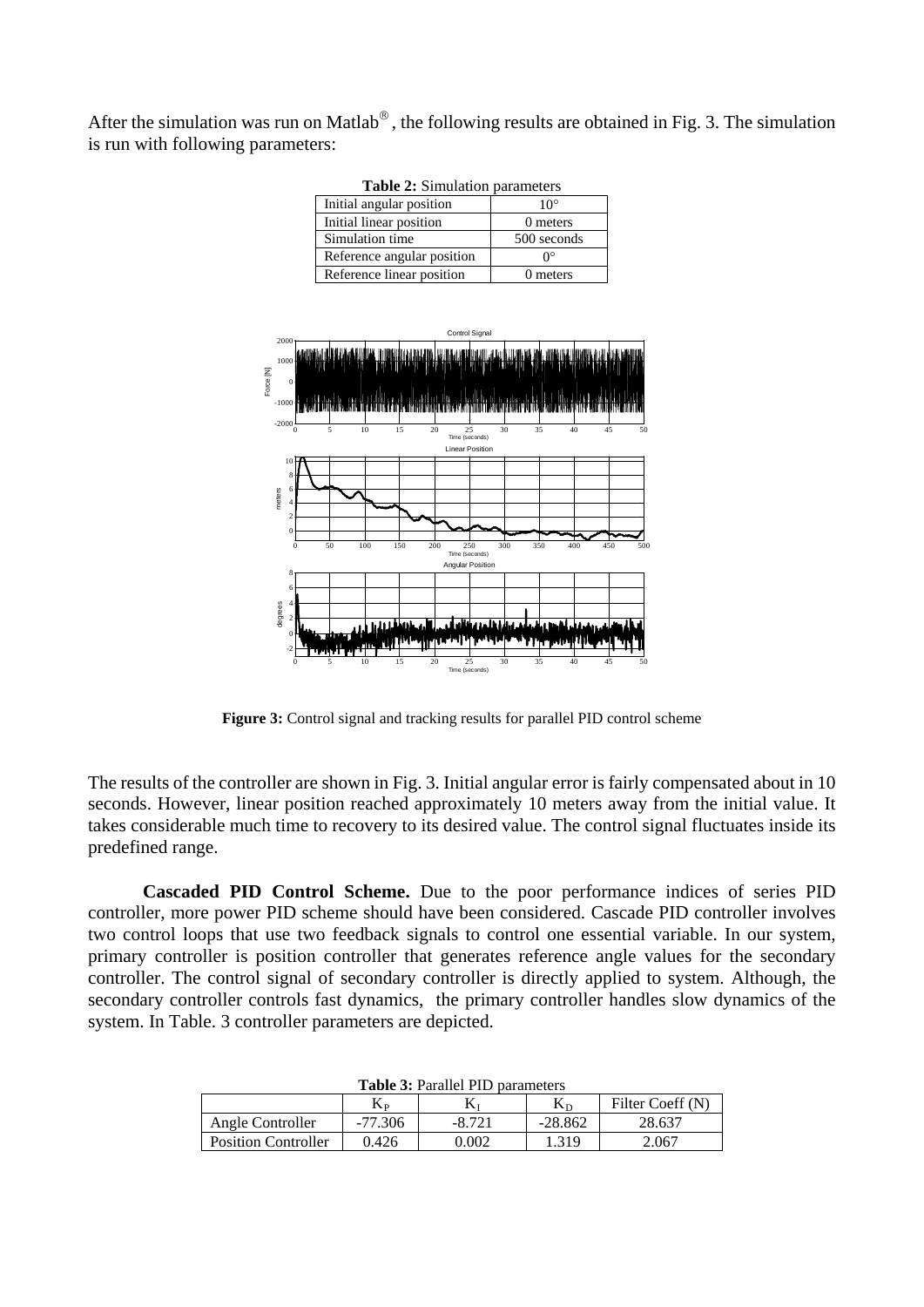After the simulation was run on Matlab®, the following results are obtained in Fig. 3. The simulation is run with following parameters:

**Table 2:** Simulation parameters

| | |
|---|---|
| Initial angular position | 10° |
| Initial linear position | 0 meters |
| Simulation time | 500 seconds |
| Reference angular position | 0° |
| Reference linear position | 0 meters |

**Figure 3:** Control signal and tracking results for parallel PID control scheme

The results of the controller are shown in Fig. 3. Initial angular error is fairly compensated about in 10 seconds. However, linear position reached approximately 10 meters away from the initial value. It takes considerable much time to recovery to its desired value. The control signal fluctuates inside its predefined range.

**Cascaded PID Control Scheme.** Due to the poor performance indices of series PID controller, more power PID scheme should have been considered. Cascade PID controller involves two control loops that use two feedback signals to control one essential variable. In our system, primary controller is position controller that generates reference angle values for the secondary controller. The control signal of secondary controller is directly applied to system. Although, the secondary controller controls fast dynamics, the primary controller handles slow dynamics of the system. In Table. 3 controller parameters are depicted.

**Table 3:** Parallel PID parameters

| | $K_P$ | $K_I$ | $K_D$ | Filter Coeff (N) |
|---|---|---|---|---|
| Angle Controller | -77.306 | -8.721 | -28.862 | 28.637 |
| Position Controller | 0.426 | 0.002 | 1.319 | 2.067 |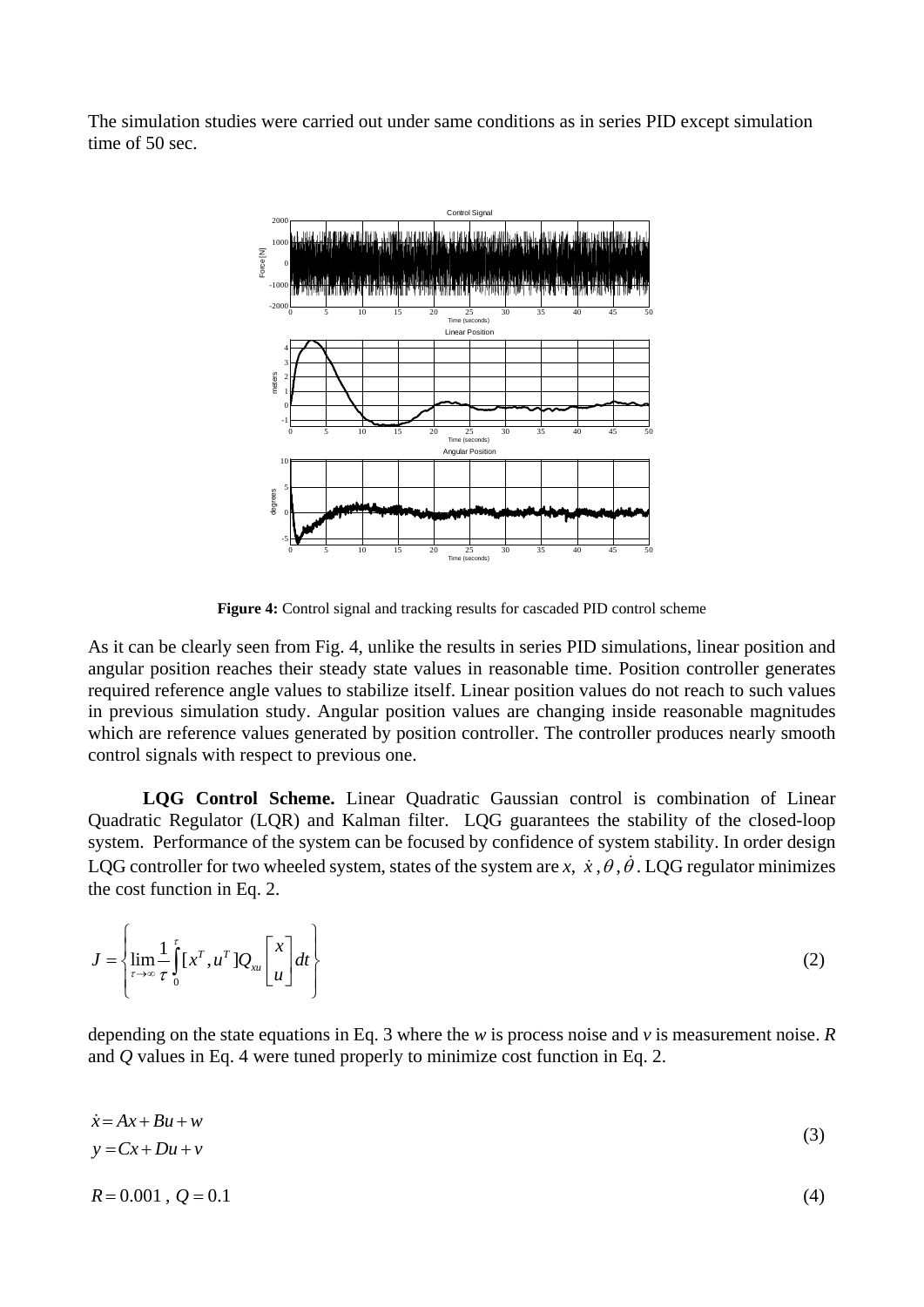The simulation studies were carried out under same conditions as in series PID except simulation time of 50 sec.

**Figure 4:** Control signal and tracking results for cascaded PID control scheme

As it can be clearly seen from Fig. 4, unlike the results in series PID simulations, linear position and angular position reaches their steady state values in reasonable time. Position controller generates required reference angle values to stabilize itself. Linear position values do not reach to such values in previous simulation study. Angular position values are changing inside reasonable magnitudes which are reference values generated by position controller. The controller produces nearly smooth control signals with respect to previous one.

**LQG Control Scheme.** Linear Quadratic Gaussian control is combination of Linear Quadratic Regulator (LQR) and Kalman filter. LQG guarantees the stability of the closed-loop system. Performance of the system can be focused by confidence of system stability. In order design LQG controller for two wheeled system, states of the system are $x$, $\dot{x}$, $\theta$, $\dot{\theta}$. LQG regulator minimizes the cost function in Eq. 2.

$$J = \left\{ \lim_{\tau \to \infty} \frac{1}{\tau} \int_0^{\tau} [x^T, u^T] Q_{xu} \begin{bmatrix} x \\ u \end{bmatrix} dt \right\} \tag{2}$$

depending on the state equations in Eq. 3 where the *w* is process noise and *v* is measurement noise. *R* and *Q* values in Eq. 4 were tuned properly to minimize cost function in Eq. 2.

$$\begin{aligned} \dot{x} &= Ax + Bu + w \\ y &= Cx + Du + v \end{aligned} \tag{3}$$

$$R = 0.001 \text{ , } Q = 0.1 \tag{4}$$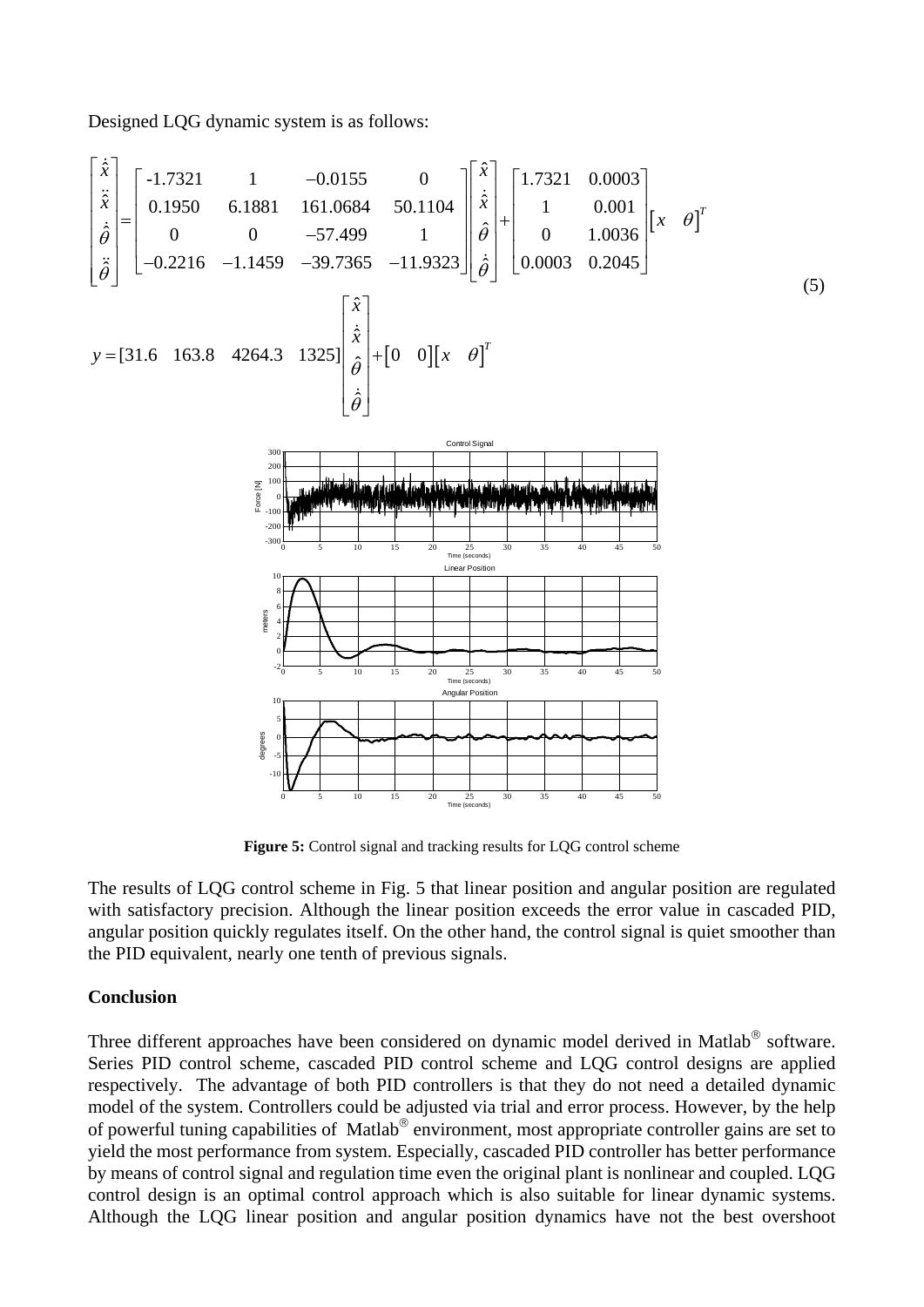Designed LQG dynamic system is as follows:

$$
\begin{bmatrix} \dot{\hat{x}} \\ \ddot{\hat{x}} \\ \dot{\hat{\theta}} \\ \ddot{\hat{\theta}} \end{bmatrix} = \begin{bmatrix} -1.7321 & 1 & -0.0155 & 0 \\ 0.1950 & 6.1881 & 161.0684 & 50.1104 \\ 0 & 0 & -57.499 & 1 \\ -0.2216 & -1.1459 & -39.7365 & -11.9323 \end{bmatrix} \begin{bmatrix} \hat{x} \\ \dot{\hat{x}} \\ \hat{\theta} \\ \dot{\hat{\theta}} \end{bmatrix} + \begin{bmatrix} 1.7321 & 0.0003 \\ 1 & 0.001 \\ 0 & 1.0036 \\ 0.0003 & 0.2045 \end{bmatrix} \begin{bmatrix} x & \theta \end{bmatrix}^T
$$

$$
y = [31.6 \quad 163.8 \quad 4264.3 \quad 1325] \begin{bmatrix} \hat{x} \\ \dot{\hat{x}} \\ \hat{\theta} \\ \dot{\hat{\theta}} \end{bmatrix} + \begin{bmatrix} 0 & 0 \end{bmatrix} \begin{bmatrix} x & \theta \end{bmatrix}^T \tag{5}
$$

**Figure 5:** Control signal and tracking results for LQG control scheme

The results of LQG control scheme in Fig. 5 that linear position and angular position are regulated with satisfactory precision. Although the linear position exceeds the error value in cascaded PID, angular position quickly regulates itself. On the other hand, the control signal is quiet smoother than the PID equivalent, nearly one tenth of previous signals.

## Conclusion

Three different approaches have been considered on dynamic model derived in Matlab® software. Series PID control scheme, cascaded PID control scheme and LQG control designs are applied respectively. The advantage of both PID controllers is that they do not need a detailed dynamic model of the system. Controllers could be adjusted via trial and error process. However, by the help of powerful tuning capabilities of Matlab® environment, most appropriate controller gains are set to yield the most performance from system. Especially, cascaded PID controller has better performance by means of control signal and regulation time even the original plant is nonlinear and coupled. LQG control design is an optimal control approach which is also suitable for linear dynamic systems. Although the LQG linear position and angular position dynamics have not the best overshoot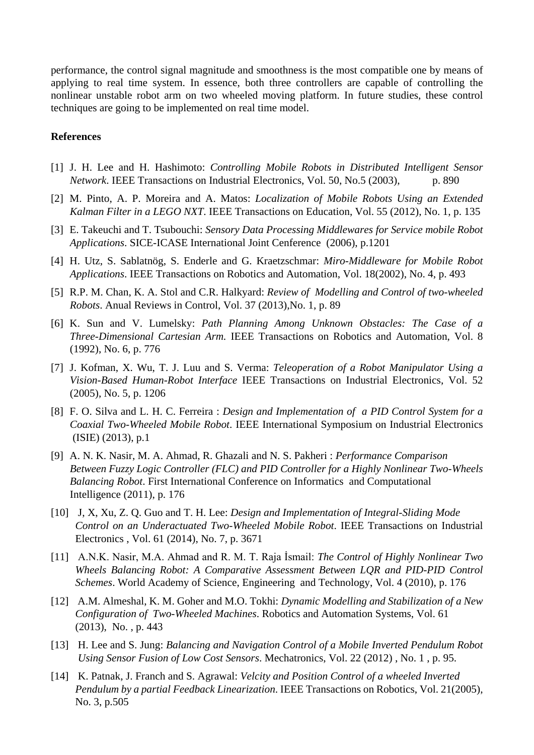performance, the control signal magnitude and smoothness is the most compatible one by means of applying to real time system. In essence, both three controllers are capable of controlling the nonlinear unstable robot arm on two wheeled moving platform. In future studies, these control techniques are going to be implemented on real time model.

**References**

[1] J. H. Lee and H. Hashimoto: *Controlling Mobile Robots in Distributed Intelligent Sensor Network*. IEEE Transactions on Industrial Electronics, Vol. 50, No.5 (2003), p. 890

[2] M. Pinto, A. P. Moreira and A. Matos: *Localization of Mobile Robots Using an Extended Kalman Filter in a LEGO NXT*. IEEE Transactions on Education, Vol. 55 (2012), No. 1, p. 135

[3] E. Takeuchi and T. Tsubouchi: *Sensory Data Processing Middlewares for Service mobile Robot Applications*. SICE-ICASE International Joint Cenference (2006), p.1201

[4] H. Utz, S. Sablatnög, S. Enderle and G. Kraetzschmar: *Miro-Middleware for Mobile Robot Applications*. IEEE Transactions on Robotics and Automation, Vol. 18(2002), No. 4, p. 493

[5] R.P. M. Chan, K. A. Stol and C.R. Halkyard: *Review of Modelling and Control of two-wheeled Robots*. Anual Reviews in Control, Vol. 37 (2013),No. 1, p. 89

[6] K. Sun and V. Lumelsky: *Path Planning Among Unknown Obstacles: The Case of a Three-Dimensional Cartesian Arm*. IEEE Transactions on Robotics and Automation, Vol. 8 (1992), No. 6, p. 776

[7] J. Kofman, X. Wu, T. J. Luu and S. Verma: *Teleoperation of a Robot Manipulator Using a Vision-Based Human-Robot Interface* IEEE Transactions on Industrial Electronics, Vol. 52 (2005), No. 5, p. 1206

[8] F. O. Silva and L. H. C. Ferreira : *Design and Implementation of a PID Control System for a Coaxial Two-Wheeled Mobile Robot*. IEEE International Symposium on Industrial Electronics (ISIE) (2013), p.1

[9] A. N. K. Nasir, M. A. Ahmad, R. Ghazali and N. S. Pakheri : *Performance Comparison Between Fuzzy Logic Controller (FLC) and PID Controller for a Highly Nonlinear Two-Wheels Balancing Robot*. First International Conference on Informatics and Computational Intelligence (2011), p. 176

[10] J, X, Xu, Z. Q. Guo and T. H. Lee: *Design and Implementation of Integral-Sliding Mode Control on an Underactuated Two-Wheeled Mobile Robot*. IEEE Transactions on Industrial Electronics , Vol. 61 (2014), No. 7, p. 3671

[11] A.N.K. Nasir, M.A. Ahmad and R. M. T. Raja İsmail: *The Control of Highly Nonlinear Two Wheels Balancing Robot: A Comparative Assessment Between LQR and PID-PID Control Schemes*. World Academy of Science, Engineering and Technology, Vol. 4 (2010), p. 176

[12] A.M. Almeshal, K. M. Goher and M.O. Tokhi: *Dynamic Modelling and Stabilization of a New Configuration of Two-Wheeled Machines*. Robotics and Automation Systems, Vol. 61 (2013), No. , p. 443

[13] H. Lee and S. Jung: *Balancing and Navigation Control of a Mobile Inverted Pendulum Robot Using Sensor Fusion of Low Cost Sensors*. Mechatronics, Vol. 22 (2012) , No. 1 , p. 95.

[14] K. Patnak, J. Franch and S. Agrawal: *Velcity and Position Control of a wheeled Inverted Pendulum by a partial Feedback Linearization*. IEEE Transactions on Robotics, Vol. 21(2005), No. 3, p.505